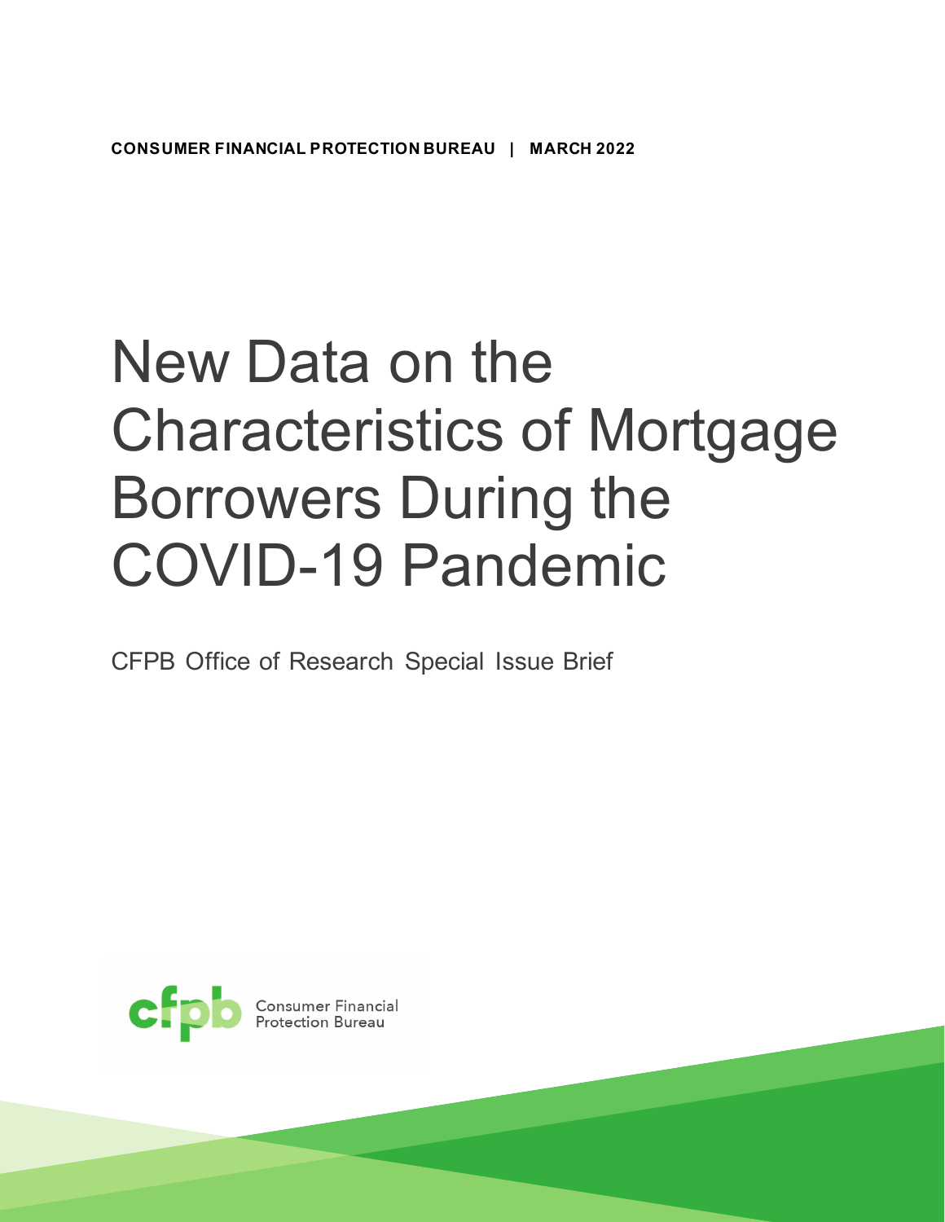**CONSUMER FINANCIAL PROTECTION BUREAU | MARCH 2022**

# New Data on the Characteristics of Mortgage Borrowers During the COVID-19 Pandemic

CFPB Office of Research Special Issue Brief

Consumer Financial Protection Bureau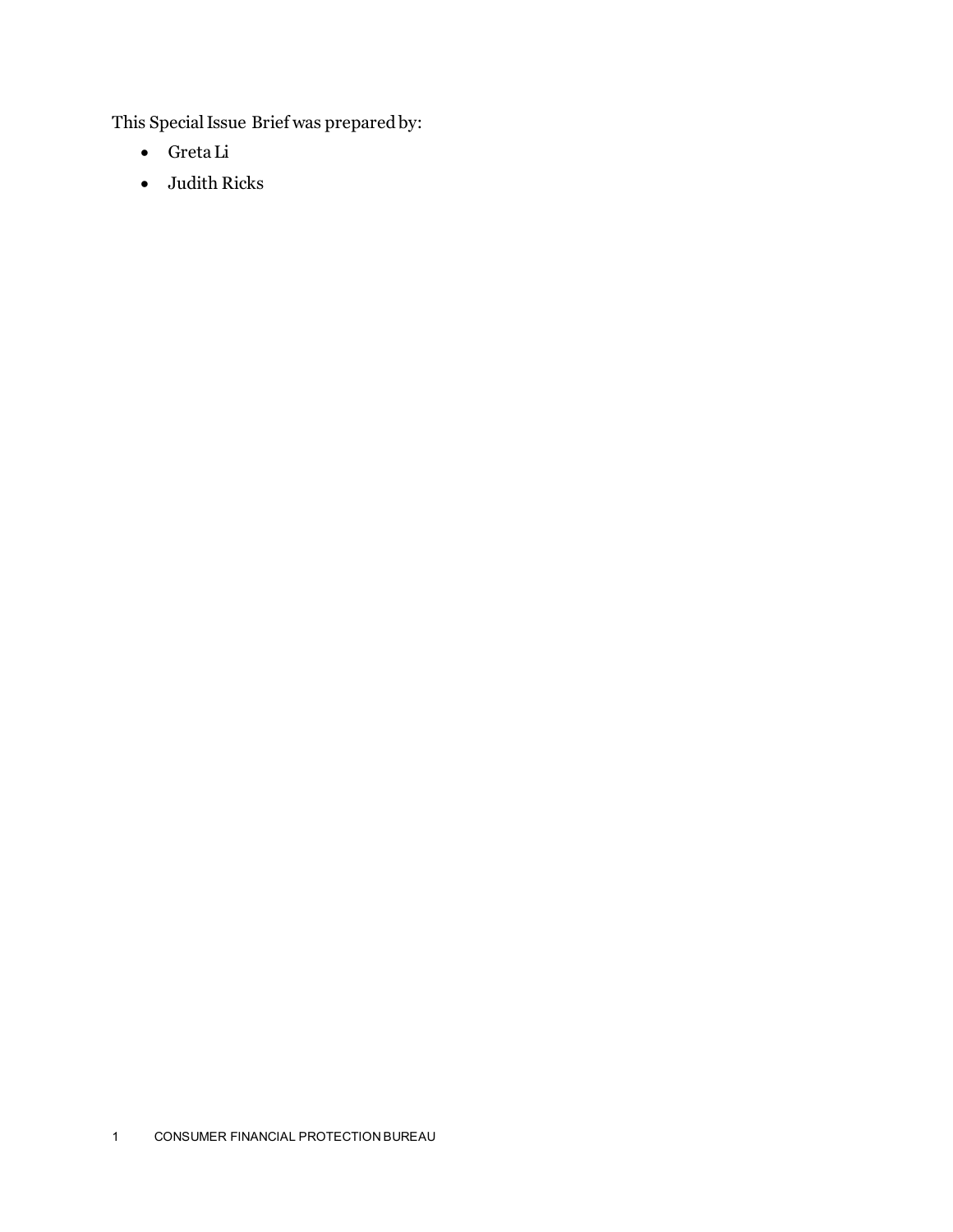This Special Issue Brief was prepared by:

- Greta Li
- Judith Ricks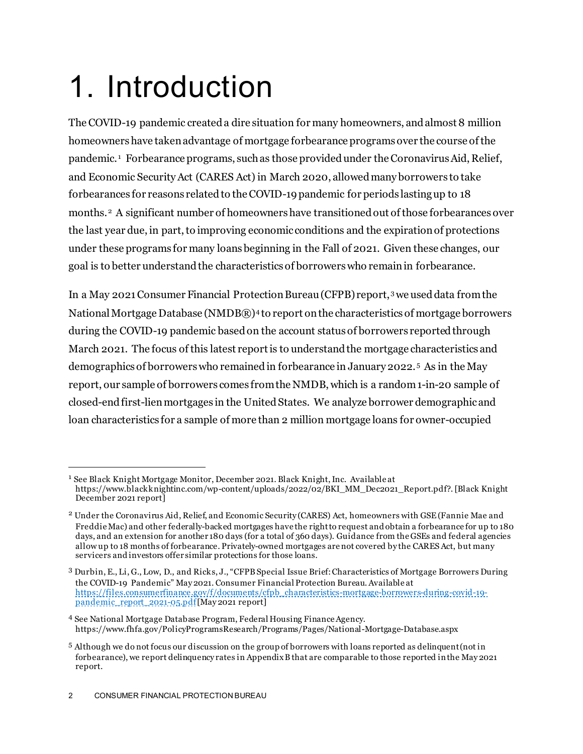# 1. Introduction

The COVID-19 pandemic created a dire situation for many homeowners, and almost 8 million homeowners have taken advantage of mortgage forbearance programs over the course of the pandemic.[1] Forbearance programs, such as those provided under the Coronavirus Aid, Relief, and Economic Security Act (CARES Act) in March 2020, allowed many borrowers to take forbearances for reasons related to the COVID-19 pandemic for periods lasting up to 18 months.[2] A significant number of homeowners have transitioned out of those forbearances over the last year due, in part, to improving economic conditions and the expiration of protections under these programs for many loans beginning in the Fall of 2021. Given these changes, our goal is to better understand the characteristics of borrowers who remain in forbearance.

In a May 2021 Consumer Financial Protection Bureau (CFPB) report,[3] we used data from the National Mortgage Database (NMDB®)[4] to report on the characteristics of mortgage borrowers during the COVID-19 pandemic based on the account status of borrowers reported through March 2021. The focus of this latest report is to understand the mortgage characteristics and demographics of borrowers who remained in forbearance in January 2022.[5] As in the May report, our sample of borrowers comes from the NMDB, which is a random 1-in-20 sample of closed-end first-lien mortgages in the United States. We analyze borrower demographic and loan characteristics for a sample of more than 2 million mortgage loans for owner-occupied

---

[1] See Black Knight Mortgage Monitor, December 2021. Black Knight, Inc. Available at https://www.blackknightinc.com/wp-content/uploads/2022/02/BKI_MM_Dec2021_Report.pdf?. [Black Knight December 2021 report]

[2] Under the Coronavirus Aid, Relief, and Economic Security (CARES) Act, homeowners with GSE (Fannie Mae and Freddie Mac) and other federally-backed mortgages have the right to request and obtain a forbearance for up to 180 days, and an extension for another 180 days (for a total of 360 days). Guidance from the GSEs and federal agencies allow up to 18 months of forbearance. Privately-owned mortgages are not covered by the CARES Act, but many servicers and investors offer similar protections for those loans.

[3] Durbin, E., Li, G., Low, D., and Ricks, J., "CFPB Special Issue Brief: Characteristics of Mortgage Borrowers During the COVID-19 Pandemic" May 2021. Consumer Financial Protection Bureau. Available at https://files.consumerfinance.gov/f/documents/cfpb_characteristics-mortgage-borrowers-during-covid-19-pandemic_report_2021-05.pdf [May 2021 report]

[4] See National Mortgage Database Program, Federal Housing Finance Agency. https://www.fhfa.gov/PolicyProgramsResearch/Programs/Pages/National-Mortgage-Database.aspx

[5] Although we do not focus our discussion on the group of borrowers with loans reported as delinquent (not in forbearance), we report delinquency rates in Appendix B that are comparable to those reported in the May 2021 report.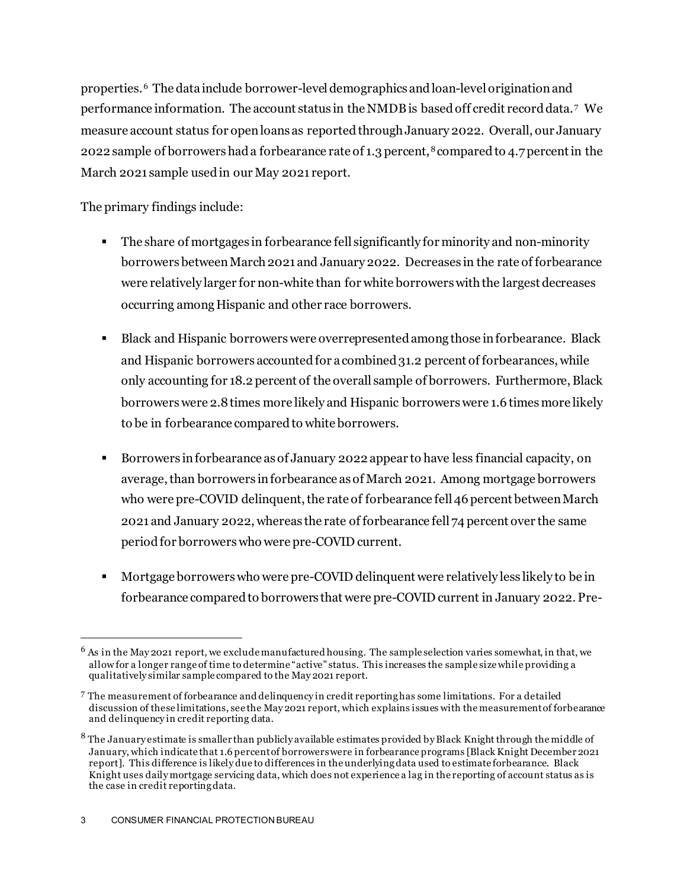properties.[6] The data include borrower-level demographics and loan-level origination and performance information. The account status in the NMDB is based off credit record data.[7] We measure account status for open loans as reported through January 2022. Overall, our January 2022 sample of borrowers had a forbearance rate of 1.3 percent,[8] compared to 4.7 percent in the March 2021 sample used in our May 2021 report.

The primary findings include:

- The share of mortgages in forbearance fell significantly for minority and non-minority borrowers between March 2021 and January 2022. Decreases in the rate of forbearance were relatively larger for non-white than for white borrowers with the largest decreases occurring among Hispanic and other race borrowers.

- Black and Hispanic borrowers were overrepresented among those in forbearance. Black and Hispanic borrowers accounted for a combined 31.2 percent of forbearances, while only accounting for 18.2 percent of the overall sample of borrowers. Furthermore, Black borrowers were 2.8 times more likely and Hispanic borrowers were 1.6 times more likely to be in forbearance compared to white borrowers.

- Borrowers in forbearance as of January 2022 appear to have less financial capacity, on average, than borrowers in forbearance as of March 2021. Among mortgage borrowers who were pre-COVID delinquent, the rate of forbearance fell 46 percent between March 2021 and January 2022, whereas the rate of forbearance fell 74 percent over the same period for borrowers who were pre-COVID current.

- Mortgage borrowers who were pre-COVID delinquent were relatively less likely to be in forbearance compared to borrowers that were pre-COVID current in January 2022. Pre-

---

[6] As in the May 2021 report, we exclude manufactured housing. The sample selection varies somewhat, in that, we allow for a longer range of time to determine "active" status. This increases the sample size while providing a qualitatively similar sample compared to the May 2021 report.

[7] The measurement of forbearance and delinquency in credit reporting has some limitations. For a detailed discussion of these limitations, see the May 2021 report, which explains issues with the measurement of forbearance and delinquency in credit reporting data.

[8] The January estimate is smaller than publicly available estimates provided by Black Knight through the middle of January, which indicate that 1.6 percent of borrowers were in forbearance programs [Black Knight December 2021 report]. This difference is likely due to differences in the underlying data used to estimate forbearance. Black Knight uses daily mortgage servicing data, which does not experience a lag in the reporting of account status as is the case in credit reporting data.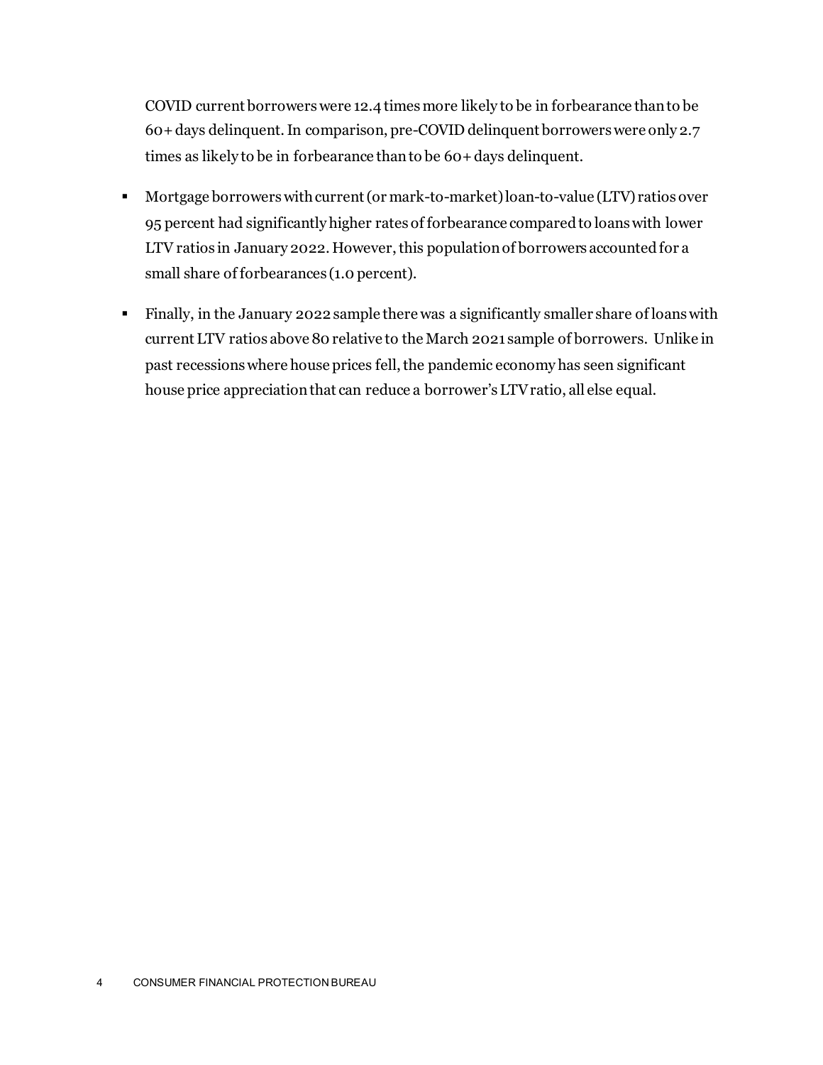COVID current borrowers were 12.4 times more likely to be in forbearance than to be 60+ days delinquent. In comparison, pre-COVID delinquent borrowers were only 2.7 times as likely to be in forbearance than to be 60+ days delinquent.

- Mortgage borrowers with current (or mark-to-market) loan-to-value (LTV) ratios over 95 percent had significantly higher rates of forbearance compared to loans with lower LTV ratios in January 2022. However, this population of borrowers accounted for a small share of forbearances (1.0 percent).
- Finally, in the January 2022 sample there was a significantly smaller share of loans with current LTV ratios above 80 relative to the March 2021 sample of borrowers. Unlike in past recessions where house prices fell, the pandemic economy has seen significant house price appreciation that can reduce a borrower's LTV ratio, all else equal.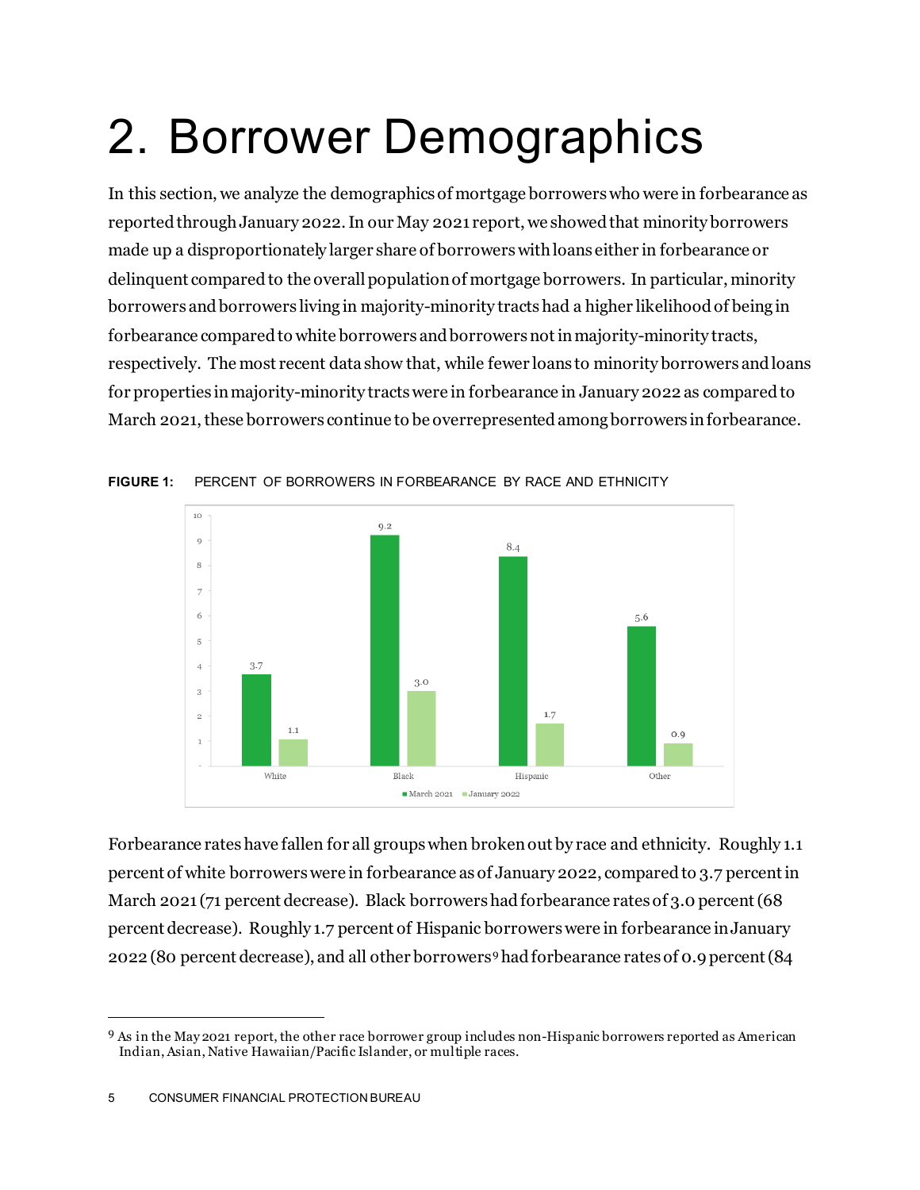# 2. Borrower Demographics

In this section, we analyze the demographics of mortgage borrowers who were in forbearance as reported through January 2022. In our May 2021 report, we showed that minority borrowers made up a disproportionately larger share of borrowers with loans either in forbearance or delinquent compared to the overall population of mortgage borrowers. In particular, minority borrowers and borrowers living in majority-minority tracts had a higher likelihood of being in forbearance compared to white borrowers and borrowers not in majority-minority tracts, respectively. The most recent data show that, while fewer loans to minority borrowers and loans for properties in majority-minority tracts were in forbearance in January 2022 as compared to March 2021, these borrowers continue to be overrepresented among borrowers in forbearance.

**FIGURE 1:** PERCENT OF BORROWERS IN FORBEARANCE BY RACE AND ETHNICITY

| | March 2021 | January 2022 |
|---|---|---|
| White | 3.7 | 1.1 |
| Black | 9.2 | 3.0 |
| Hispanic | 8.4 | 1.7 |
| Other | 5.6 | 0.9 |

Forbearance rates have fallen for all groups when broken out by race and ethnicity. Roughly 1.1 percent of white borrowers were in forbearance as of January 2022, compared to 3.7 percent in March 2021 (71 percent decrease). Black borrowers had forbearance rates of 3.0 percent (68 percent decrease). Roughly 1.7 percent of Hispanic borrowers were in forbearance in January 2022 (80 percent decrease), and all other borrowers[9] had forbearance rates of 0.9 percent (84

[9] As in the May 2021 report, the other race borrower group includes non-Hispanic borrowers reported as American Indian, Asian, Native Hawaiian/Pacific Islander, or multiple races.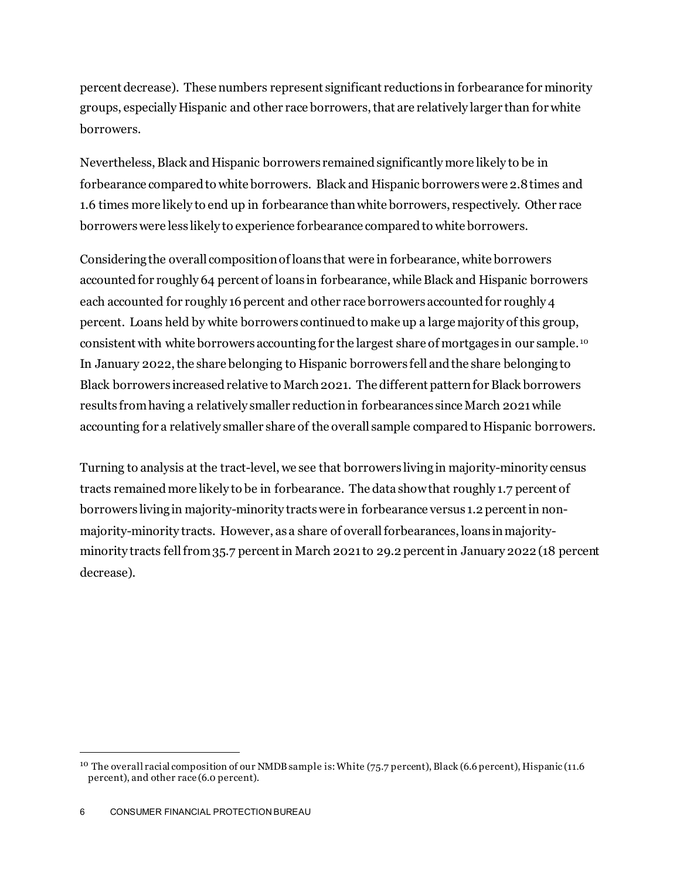percent decrease). These numbers represent significant reductions in forbearance for minority groups, especially Hispanic and other race borrowers, that are relatively larger than for white borrowers.

Nevertheless, Black and Hispanic borrowers remained significantly more likely to be in forbearance compared to white borrowers. Black and Hispanic borrowers were 2.8 times and 1.6 times more likely to end up in forbearance than white borrowers, respectively. Other race borrowers were less likely to experience forbearance compared to white borrowers.

Considering the overall composition of loans that were in forbearance, white borrowers accounted for roughly 64 percent of loans in forbearance, while Black and Hispanic borrowers each accounted for roughly 16 percent and other race borrowers accounted for roughly 4 percent. Loans held by white borrowers continued to make up a large majority of this group, consistent with white borrowers accounting for the largest share of mortgages in our sample.[10] In January 2022, the share belonging to Hispanic borrowers fell and the share belonging to Black borrowers increased relative to March 2021. The different pattern for Black borrowers results from having a relatively smaller reduction in forbearances since March 2021 while accounting for a relatively smaller share of the overall sample compared to Hispanic borrowers.

Turning to analysis at the tract-level, we see that borrowers living in majority-minority census tracts remained more likely to be in forbearance. The data show that roughly 1.7 percent of borrowers living in majority-minority tracts were in forbearance versus 1.2 percent in non-majority-minority tracts. However, as a share of overall forbearances, loans in majority-minority tracts fell from 35.7 percent in March 2021 to 29.2 percent in January 2022 (18 percent decrease).

---

[10] The overall racial composition of our NMDB sample is: White (75.7 percent), Black (6.6 percent), Hispanic (11.6 percent), and other race (6.0 percent).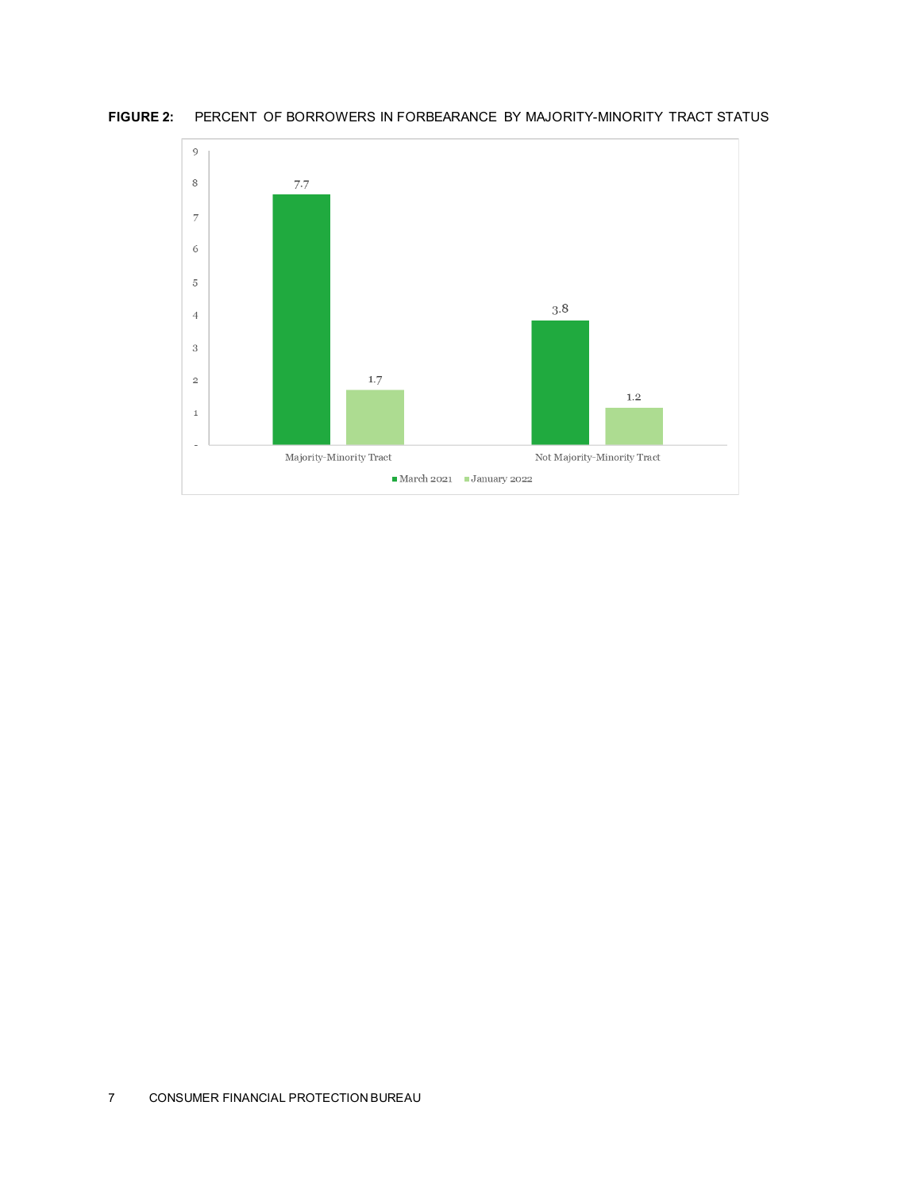**FIGURE 2:** PERCENT OF BORROWERS IN FORBEARANCE BY MAJORITY-MINORITY TRACT STATUS

| | March 2021 | January 2022 |
| --- | --- | --- |
| Majority-Minority Tract | 7.7 | 1.7 |
| Not Majority-Minority Tract | 3.8 | 1.2 |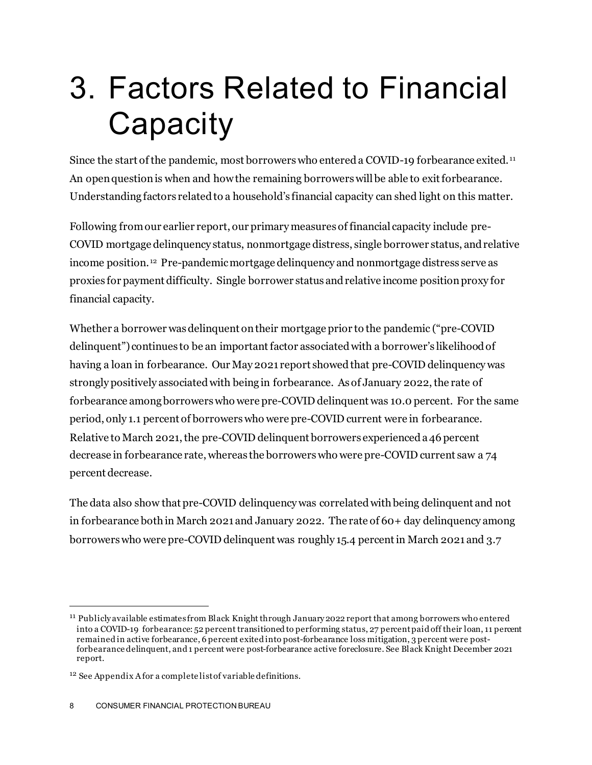# 3. Factors Related to Financial Capacity

Since the start of the pandemic, most borrowers who entered a COVID-19 forbearance exited.[11] An open question is when and how the remaining borrowers will be able to exit forbearance. Understanding factors related to a household's financial capacity can shed light on this matter.

Following from our earlier report, our primary measures of financial capacity include pre-COVID mortgage delinquency status, nonmortgage distress, single borrower status, and relative income position.[12] Pre-pandemic mortgage delinquency and nonmortgage distress serve as proxies for payment difficulty. Single borrower status and relative income position proxy for financial capacity.

Whether a borrower was delinquent on their mortgage prior to the pandemic ("pre-COVID delinquent") continues to be an important factor associated with a borrower's likelihood of having a loan in forbearance. Our May 2021 report showed that pre-COVID delinquency was strongly positively associated with being in forbearance. As of January 2022, the rate of forbearance among borrowers who were pre-COVID delinquent was 10.0 percent. For the same period, only 1.1 percent of borrowers who were pre-COVID current were in forbearance. Relative to March 2021, the pre-COVID delinquent borrowers experienced a 46 percent decrease in forbearance rate, whereas the borrowers who were pre-COVID current saw a 74 percent decrease.

The data also show that pre-COVID delinquency was correlated with being delinquent and not in forbearance both in March 2021 and January 2022. The rate of 60+ day delinquency among borrowers who were pre-COVID delinquent was roughly 15.4 percent in March 2021 and 3.7

---

[11] Publicly available estimates from Black Knight through January 2022 report that among borrowers who entered into a COVID-19 forbearance: 52 percent transitioned to performing status, 27 percent paid off their loan, 11 percent remained in active forbearance, 6 percent exited into post-forbearance loss mitigation, 3 percent were post-forbearance delinquent, and 1 percent were post-forbearance active foreclosure. See Black Knight December 2021 report.

[12] See Appendix A for a complete list of variable definitions.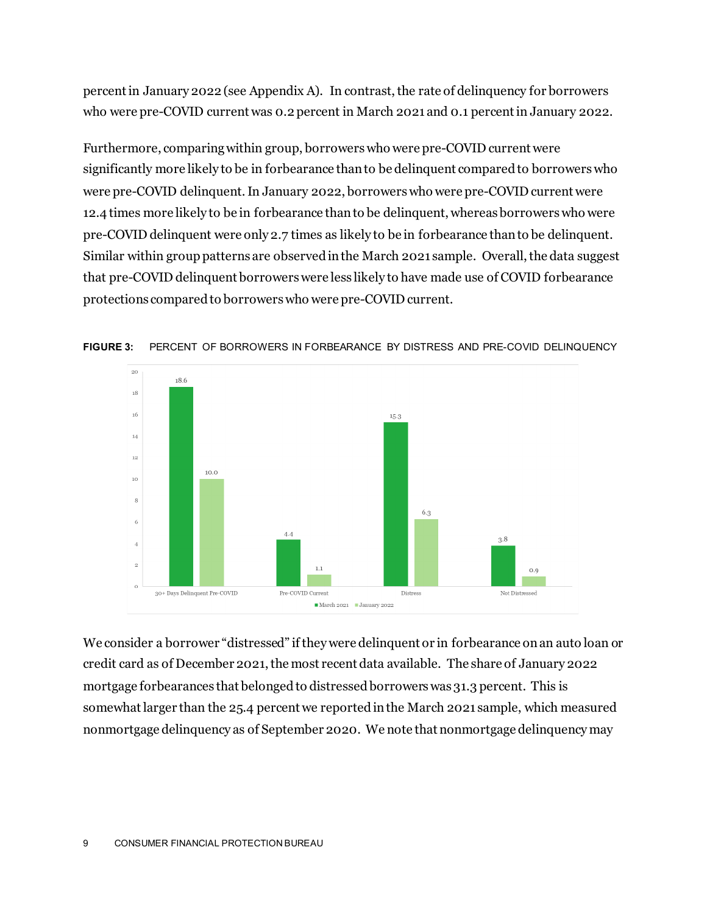percent in January 2022 (see Appendix A). In contrast, the rate of delinquency for borrowers who were pre-COVID current was 0.2 percent in March 2021 and 0.1 percent in January 2022.

Furthermore, comparing within group, borrowers who were pre-COVID current were significantly more likely to be in forbearance than to be delinquent compared to borrowers who were pre-COVID delinquent. In January 2022, borrowers who were pre-COVID current were 12.4 times more likely to be in forbearance than to be delinquent, whereas borrowers who were pre-COVID delinquent were only 2.7 times as likely to be in forbearance than to be delinquent. Similar within group patterns are observed in the March 2021 sample. Overall, the data suggest that pre-COVID delinquent borrowers were less likely to have made use of COVID forbearance protections compared to borrowers who were pre-COVID current.

**FIGURE 3:** PERCENT OF BORROWERS IN FORBEARANCE BY DISTRESS AND PRE-COVID DELINQUENCY

| | March 2021 | January 2022 |
|---|---|---|
| 30+ Days Delinquent Pre-COVID | 18.6 | 10.0 |
| Pre-COVID Current | 4.4 | 1.1 |
| Distress | 15.3 | 6.3 |
| Not Distressed | 3.8 | 0.9 |

We consider a borrower "distressed" if they were delinquent or in forbearance on an auto loan or credit card as of December 2021, the most recent data available. The share of January 2022 mortgage forbearances that belonged to distressed borrowers was 31.3 percent. This is somewhat larger than the 25.4 percent we reported in the March 2021 sample, which measured nonmortgage delinquency as of September 2020. We note that nonmortgage delinquency may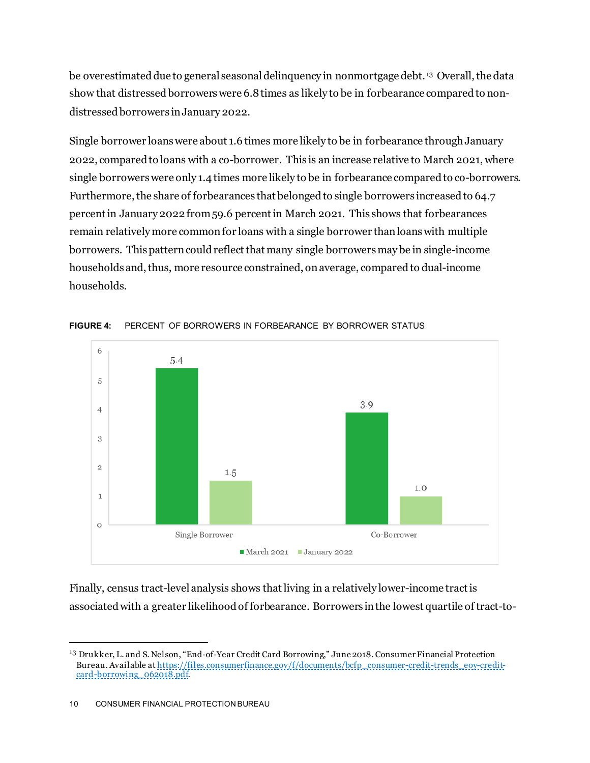be overestimated due to general seasonal delinquency in nonmortgage debt.[13] Overall, the data show that distressed borrowers were 6.8 times as likely to be in forbearance compared to non-distressed borrowers in January 2022.

Single borrower loans were about 1.6 times more likely to be in forbearance through January 2022, compared to loans with a co-borrower. This is an increase relative to March 2021, where single borrowers were only 1.4 times more likely to be in forbearance compared to co-borrowers. Furthermore, the share of forbearances that belonged to single borrowers increased to 64.7 percent in January 2022 from 59.6 percent in March 2021. This shows that forbearances remain relatively more common for loans with a single borrower than loans with multiple borrowers. This pattern could reflect that many single borrowers may be in single-income households and, thus, more resource constrained, on average, compared to dual-income households.

**FIGURE 4:** PERCENT OF BORROWERS IN FORBEARANCE BY BORROWER STATUS

| | March 2021 | January 2022 |
|---|---|---|
| Single Borrower | 5.4 | 1.5 |
| Co-Borrower | 3.9 | 1.0 |

Finally, census tract-level analysis shows that living in a relatively lower-income tract is associated with a greater likelihood of forbearance. Borrowers in the lowest quartile of tract-to-

[13] Drukker, L. and S. Nelson, "End-of-Year Credit Card Borrowing," June 2018. Consumer Financial Protection Bureau. Available at https://files.consumerfinance.gov/f/documents/bcfp_consumer-credit-trends_eoy-credit-card-borrowing_062018.pdf.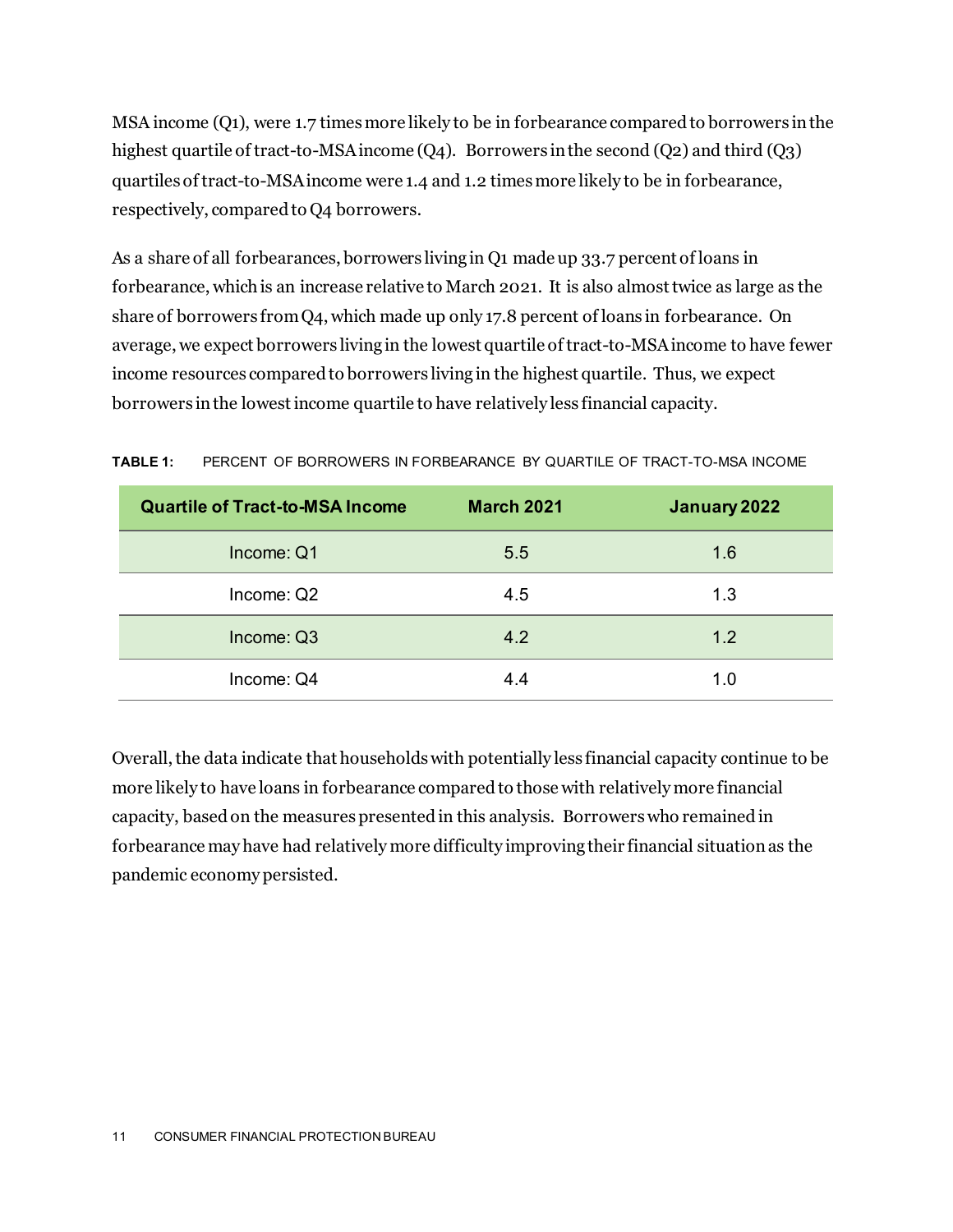MSA income (Q1), were 1.7 times more likely to be in forbearance compared to borrowers in the highest quartile of tract-to-MSA income (Q4). Borrowers in the second (Q2) and third (Q3) quartiles of tract-to-MSA income were 1.4 and 1.2 times more likely to be in forbearance, respectively, compared to Q4 borrowers.

As a share of all forbearances, borrowers living in Q1 made up 33.7 percent of loans in forbearance, which is an increase relative to March 2021. It is also almost twice as large as the share of borrowers from Q4, which made up only 17.8 percent of loans in forbearance. On average, we expect borrowers living in the lowest quartile of tract-to-MSA income to have fewer income resources compared to borrowers living in the highest quartile. Thus, we expect borrowers in the lowest income quartile to have relatively less financial capacity.

**TABLE 1:** PERCENT OF BORROWERS IN FORBEARANCE BY QUARTILE OF TRACT-TO-MSA INCOME

| Quartile of Tract-to-MSA Income | March 2021 | January 2022 |
|---|---|---|
| Income: Q1 | 5.5 | 1.6 |
| Income: Q2 | 4.5 | 1.3 |
| Income: Q3 | 4.2 | 1.2 |
| Income: Q4 | 4.4 | 1.0 |

Overall, the data indicate that households with potentially less financial capacity continue to be more likely to have loans in forbearance compared to those with relatively more financial capacity, based on the measures presented in this analysis. Borrowers who remained in forbearance may have had relatively more difficulty improving their financial situation as the pandemic economy persisted.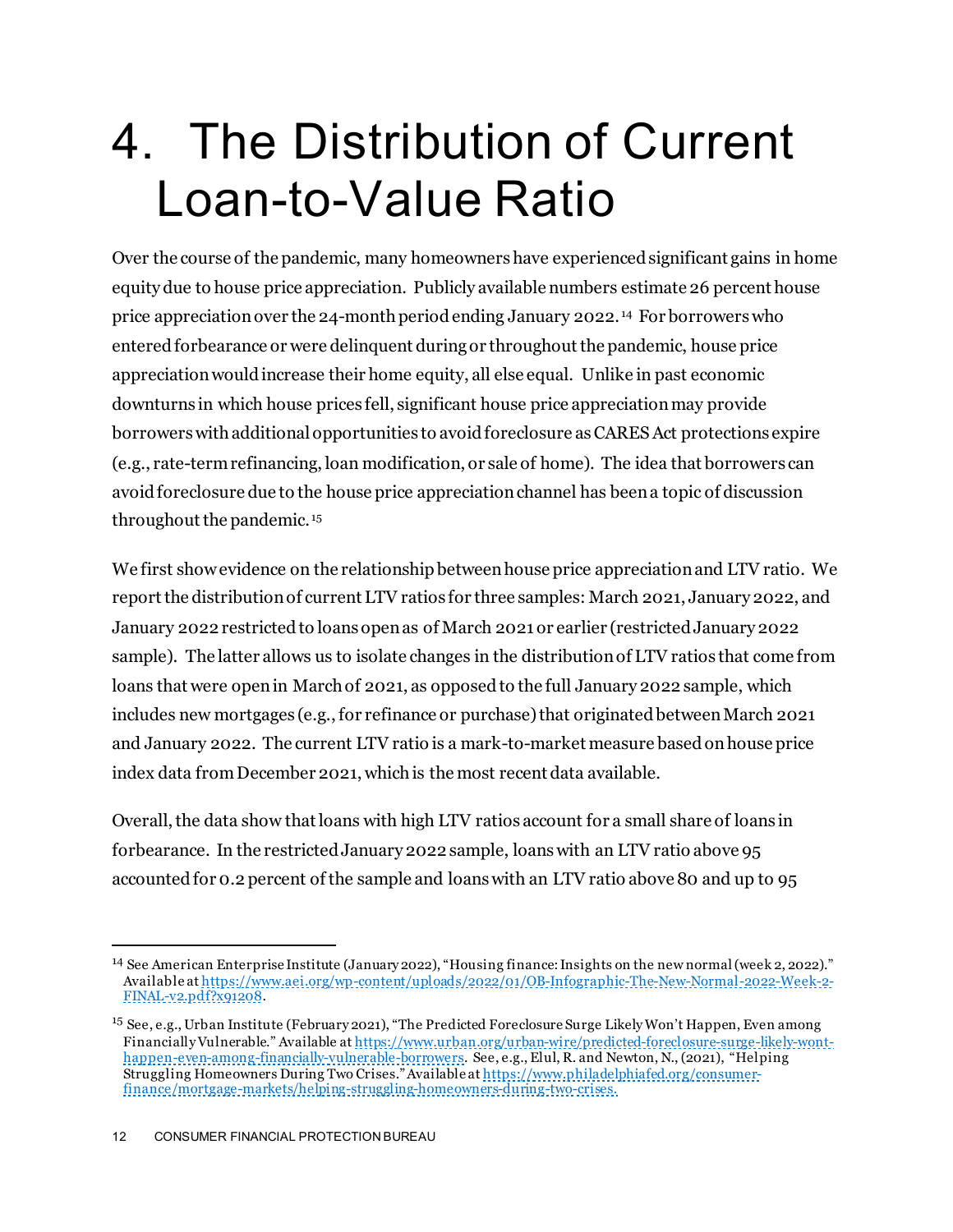# 4. The Distribution of Current Loan-to-Value Ratio

Over the course of the pandemic, many homeowners have experienced significant gains in home equity due to house price appreciation. Publicly available numbers estimate 26 percent house price appreciation over the 24-month period ending January 2022.[14] For borrowers who entered forbearance or were delinquent during or throughout the pandemic, house price appreciation would increase their home equity, all else equal. Unlike in past economic downturns in which house prices fell, significant house price appreciation may provide borrowers with additional opportunities to avoid foreclosure as CARES Act protections expire (e.g., rate-term refinancing, loan modification, or sale of home). The idea that borrowers can avoid foreclosure due to the house price appreciation channel has been a topic of discussion throughout the pandemic.[15]

We first show evidence on the relationship between house price appreciation and LTV ratio. We report the distribution of current LTV ratios for three samples: March 2021, January 2022, and January 2022 restricted to loans open as of March 2021 or earlier (restricted January 2022 sample). The latter allows us to isolate changes in the distribution of LTV ratios that come from loans that were open in March of 2021, as opposed to the full January 2022 sample, which includes new mortgages (e.g., for refinance or purchase) that originated between March 2021 and January 2022. The current LTV ratio is a mark-to-market measure based on house price index data from December 2021, which is the most recent data available.

Overall, the data show that loans with high LTV ratios account for a small share of loans in forbearance. In the restricted January 2022 sample, loans with an LTV ratio above 95 accounted for 0.2 percent of the sample and loans with an LTV ratio above 80 and up to 95

---

[14] See American Enterprise Institute (January 2022), "Housing finance: Insights on the new normal (week 2, 2022)." Available at https://www.aei.org/wp-content/uploads/2022/01/OB-Infographic-The-New-Normal-2022-Week-2-FINAL-v2.pdf?x91208.

[15] See, e.g., Urban Institute (February 2021), "The Predicted Foreclosure Surge Likely Won't Happen, Even among Financially Vulnerable." Available at https://www.urban.org/urban-wire/predicted-foreclosure-surge-likely-wont-happen-even-among-financially-vulnerable-borrowers. See, e.g., Elul, R. and Newton, N., (2021), "Helping Struggling Homeowners During Two Crises." Available at https://www.philadelphiafed.org/consumer-finance/mortgage-markets/helping-struggling-homeowners-during-two-crises.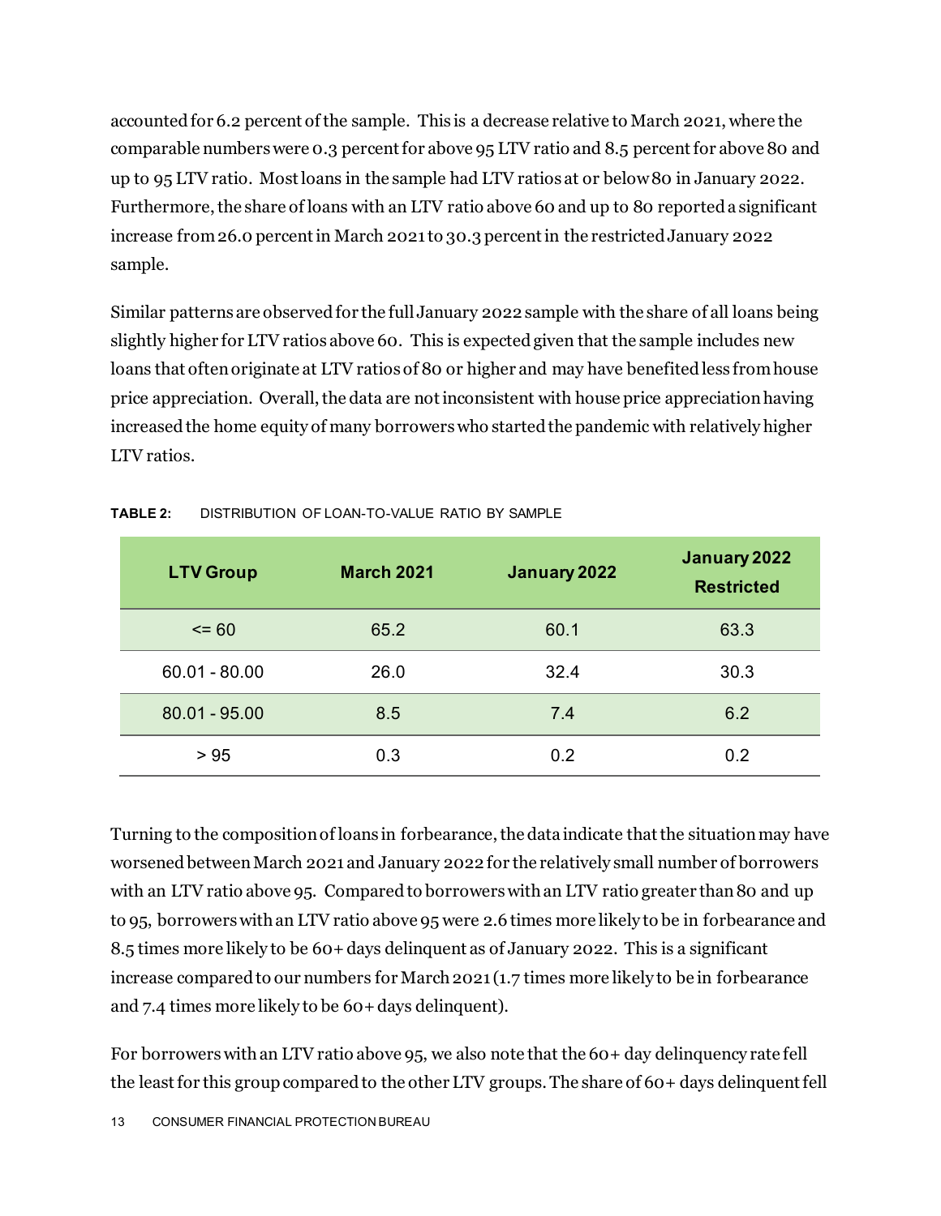accounted for 6.2 percent of the sample. This is a decrease relative to March 2021, where the comparable numbers were 0.3 percent for above 95 LTV ratio and 8.5 percent for above 80 and up to 95 LTV ratio. Most loans in the sample had LTV ratios at or below 80 in January 2022. Furthermore, the share of loans with an LTV ratio above 60 and up to 80 reported a significant increase from 26.0 percent in March 2021 to 30.3 percent in the restricted January 2022 sample.

Similar patterns are observed for the full January 2022 sample with the share of all loans being slightly higher for LTV ratios above 60. This is expected given that the sample includes new loans that often originate at LTV ratios of 80 or higher and may have benefited less from house price appreciation. Overall, the data are not inconsistent with house price appreciation having increased the home equity of many borrowers who started the pandemic with relatively higher LTV ratios.

**TABLE 2:** DISTRIBUTION OF LOAN-TO-VALUE RATIO BY SAMPLE

| LTV Group | March 2021 | January 2022 | January 2022 Restricted |
|---|---|---|---|
| <= 60 | 65.2 | 60.1 | 63.3 |
| 60.01 - 80.00 | 26.0 | 32.4 | 30.3 |
| 80.01 - 95.00 | 8.5 | 7.4 | 6.2 |
| > 95 | 0.3 | 0.2 | 0.2 |

Turning to the composition of loans in forbearance, the data indicate that the situation may have worsened between March 2021 and January 2022 for the relatively small number of borrowers with an LTV ratio above 95. Compared to borrowers with an LTV ratio greater than 80 and up to 95, borrowers with an LTV ratio above 95 were 2.6 times more likely to be in forbearance and 8.5 times more likely to be 60+ days delinquent as of January 2022. This is a significant increase compared to our numbers for March 2021 (1.7 times more likely to be in forbearance and 7.4 times more likely to be 60+ days delinquent).

For borrowers with an LTV ratio above 95, we also note that the 60+ day delinquency rate fell the least for this group compared to the other LTV groups. The share of 60+ days delinquent fell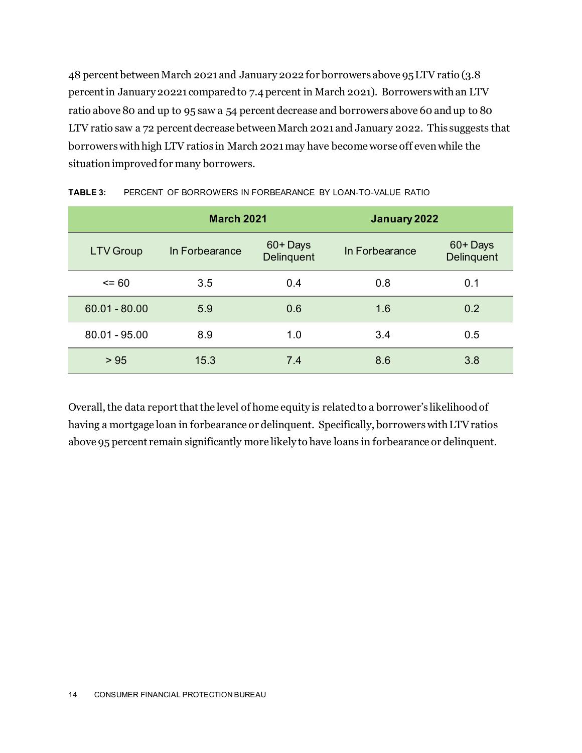48 percent between March 2021 and January 2022 for borrowers above 95 LTV ratio (3.8 percent in January 20221 compared to 7.4 percent in March 2021). Borrowers with an LTV ratio above 80 and up to 95 saw a 54 percent decrease and borrowers above 60 and up to 80 LTV ratio saw a 72 percent decrease between March 2021 and January 2022. This suggests that borrowers with high LTV ratios in March 2021 may have become worse off even while the situation improved for many borrowers.

**TABLE 3:** PERCENT OF BORROWERS IN FORBEARANCE BY LOAN-TO-VALUE RATIO

| | March 2021 | | January 2022 | |
|---|---|---|---|---|
| LTV Group | In Forbearance | 60+ Days Delinquent | In Forbearance | 60+ Days Delinquent |
| <= 60 | 3.5 | 0.4 | 0.8 | 0.1 |
| 60.01 - 80.00 | 5.9 | 0.6 | 1.6 | 0.2 |
| 80.01 - 95.00 | 8.9 | 1.0 | 3.4 | 0.5 |
| > 95 | 15.3 | 7.4 | 8.6 | 3.8 |

Overall, the data report that the level of home equity is related to a borrower's likelihood of having a mortgage loan in forbearance or delinquent. Specifically, borrowers with LTV ratios above 95 percent remain significantly more likely to have loans in forbearance or delinquent.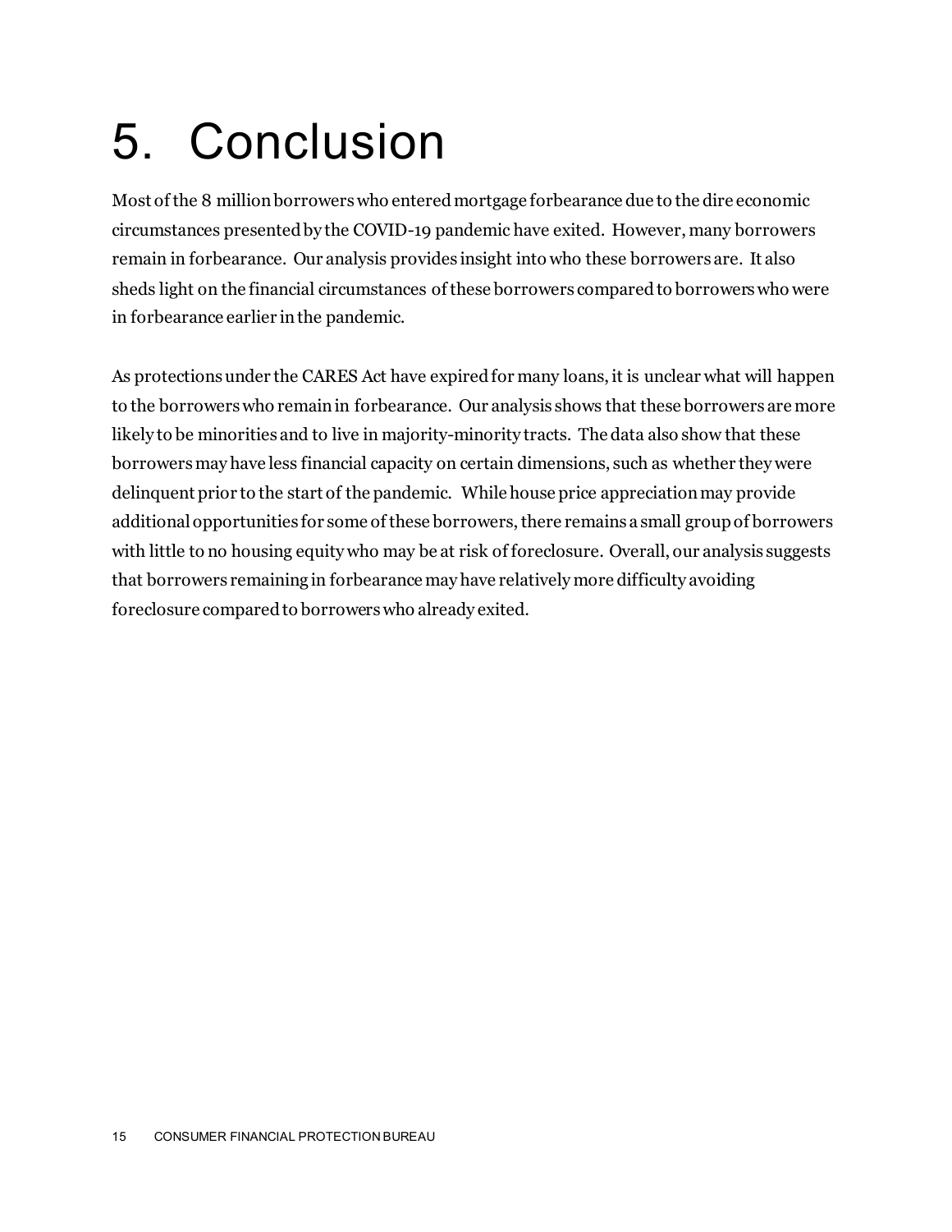# 5. Conclusion

Most of the 8 million borrowers who entered mortgage forbearance due to the dire economic circumstances presented by the COVID-19 pandemic have exited. However, many borrowers remain in forbearance. Our analysis provides insight into who these borrowers are. It also sheds light on the financial circumstances of these borrowers compared to borrowers who were in forbearance earlier in the pandemic.

As protections under the CARES Act have expired for many loans, it is unclear what will happen to the borrowers who remain in forbearance. Our analysis shows that these borrowers are more likely to be minorities and to live in majority-minority tracts. The data also show that these borrowers may have less financial capacity on certain dimensions, such as whether they were delinquent prior to the start of the pandemic. While house price appreciation may provide additional opportunities for some of these borrowers, there remains a small group of borrowers with little to no housing equity who may be at risk of foreclosure. Overall, our analysis suggests that borrowers remaining in forbearance may have relatively more difficulty avoiding foreclosure compared to borrowers who already exited.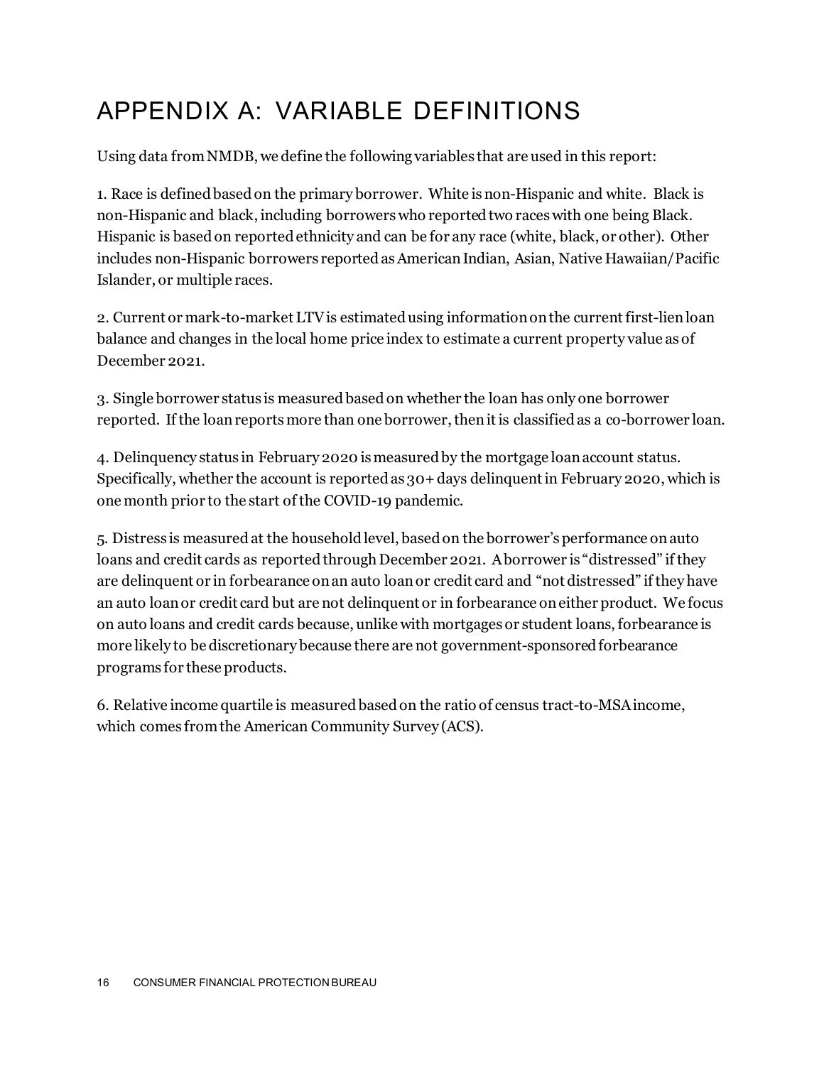# APPENDIX A: VARIABLE DEFINITIONS

Using data from NMDB, we define the following variables that are used in this report:

1. Race is defined based on the primary borrower. White is non-Hispanic and white. Black is non-Hispanic and black, including borrowers who reported two races with one being Black. Hispanic is based on reported ethnicity and can be for any race (white, black, or other). Other includes non-Hispanic borrowers reported as American Indian, Asian, Native Hawaiian/Pacific Islander, or multiple races.

2. Current or mark-to-market LTV is estimated using information on the current first-lien loan balance and changes in the local home price index to estimate a current property value as of December 2021.

3. Single borrower status is measured based on whether the loan has only one borrower reported. If the loan reports more than one borrower, then it is classified as a co-borrower loan.

4. Delinquency status in February 2020 is measured by the mortgage loan account status. Specifically, whether the account is reported as 30+ days delinquent in February 2020, which is one month prior to the start of the COVID-19 pandemic.

5. Distress is measured at the household level, based on the borrower's performance on auto loans and credit cards as reported through December 2021. A borrower is "distressed" if they are delinquent or in forbearance on an auto loan or credit card and "not distressed" if they have an auto loan or credit card but are not delinquent or in forbearance on either product. We focus on auto loans and credit cards because, unlike with mortgages or student loans, forbearance is more likely to be discretionary because there are not government-sponsored forbearance programs for these products.

6. Relative income quartile is measured based on the ratio of census tract-to-MSA income, which comes from the American Community Survey (ACS).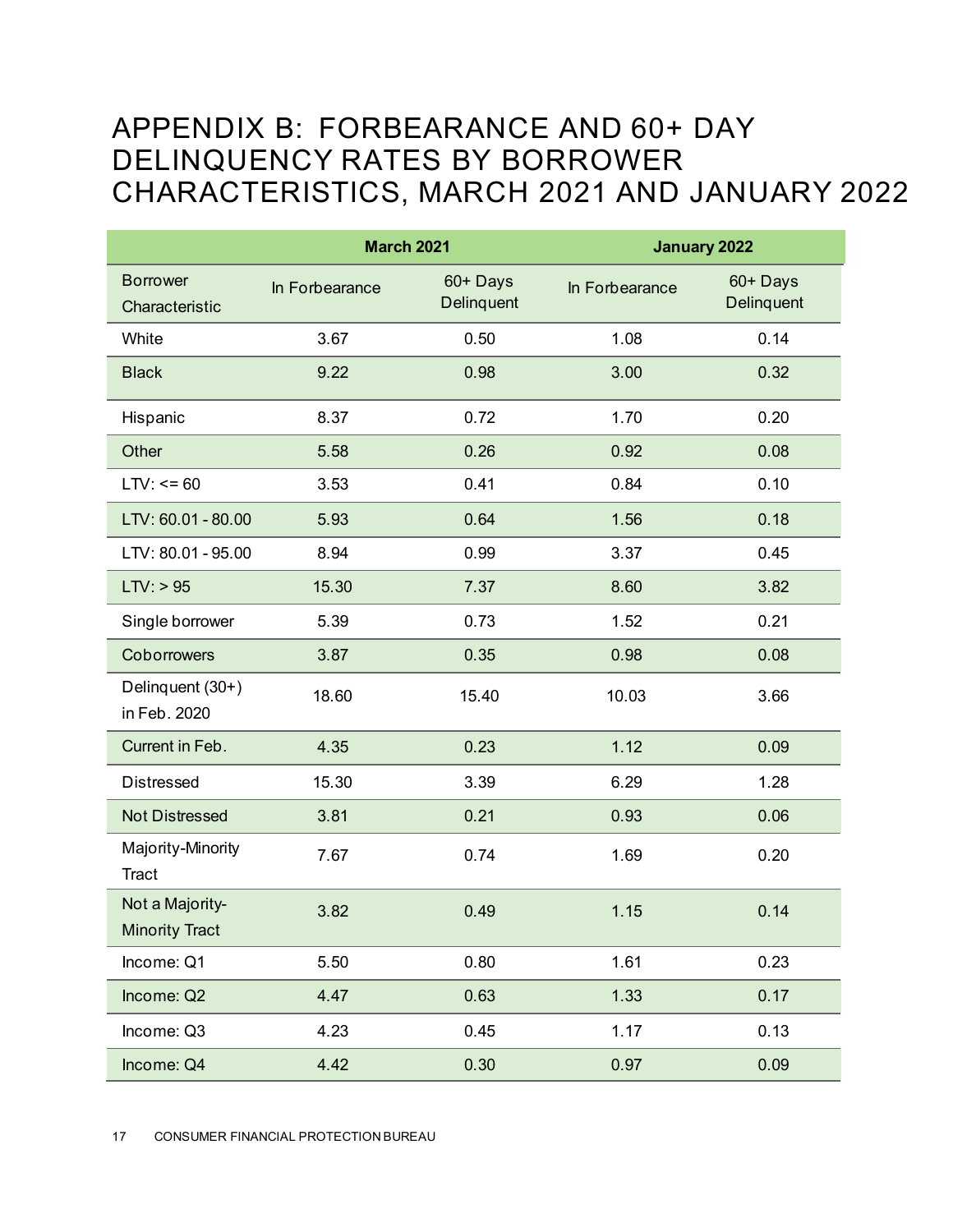# APPENDIX B: FORBEARANCE AND 60+ DAY DELINQUENCY RATES BY BORROWER CHARACTERISTICS, MARCH 2021 AND JANUARY 2022

| | March 2021 | | January 2022 | |
|---|---|---|---|---|
| Borrower Characteristic | In Forbearance | 60+ Days Delinquent | In Forbearance | 60+ Days Delinquent |
| White | 3.67 | 0.50 | 1.08 | 0.14 |
| Black | 9.22 | 0.98 | 3.00 | 0.32 |
| Hispanic | 8.37 | 0.72 | 1.70 | 0.20 |
| Other | 5.58 | 0.26 | 0.92 | 0.08 |
| LTV: <= 60 | 3.53 | 0.41 | 0.84 | 0.10 |
| LTV: 60.01 - 80.00 | 5.93 | 0.64 | 1.56 | 0.18 |
| LTV: 80.01 - 95.00 | 8.94 | 0.99 | 3.37 | 0.45 |
| LTV: > 95 | 15.30 | 7.37 | 8.60 | 3.82 |
| Single borrower | 5.39 | 0.73 | 1.52 | 0.21 |
| Coborrowers | 3.87 | 0.35 | 0.98 | 0.08 |
| Delinquent (30+) in Feb. 2020 | 18.60 | 15.40 | 10.03 | 3.66 |
| Current in Feb. | 4.35 | 0.23 | 1.12 | 0.09 |
| Distressed | 15.30 | 3.39 | 6.29 | 1.28 |
| Not Distressed | 3.81 | 0.21 | 0.93 | 0.06 |
| Majority-Minority Tract | 7.67 | 0.74 | 1.69 | 0.20 |
| Not a Majority-Minority Tract | 3.82 | 0.49 | 1.15 | 0.14 |
| Income: Q1 | 5.50 | 0.80 | 1.61 | 0.23 |
| Income: Q2 | 4.47 | 0.63 | 1.33 | 0.17 |
| Income: Q3 | 4.23 | 0.45 | 1.17 | 0.13 |
| Income: Q4 | 4.42 | 0.30 | 0.97 | 0.09 |